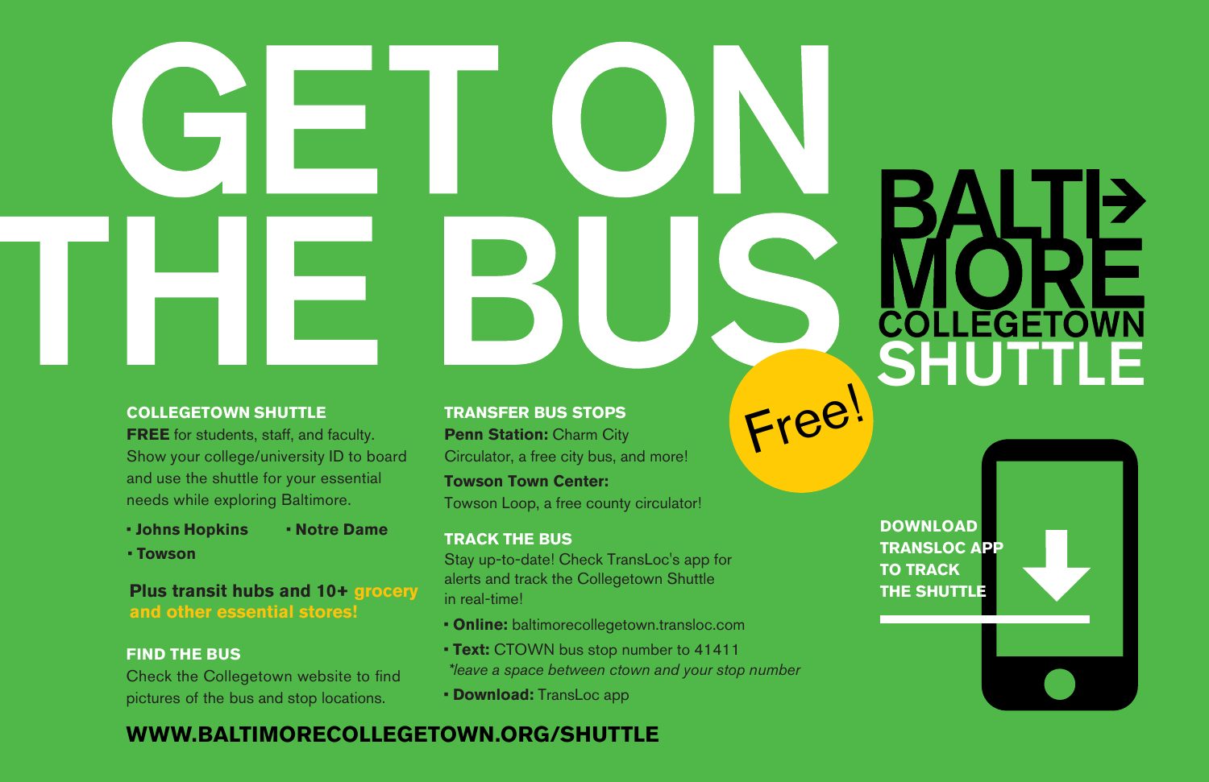# GET ON THE BUS

**Free!**

# BALTIMORE COLLEGETOWN SHUTTLE

### COLLEGETOWN SHUTTLE

**FREE** for students, staff, and faculty. Show your college/university ID to board and use the shuttle for your essential needs while exploring Baltimore.

- **Johns Hopkins**
- **Notre Dame**
- **Towson**

**Plus transit hubs and 10+ grocery and other essential stores!**

### FIND THE BUS

Check the Collegetown website to find pictures of the bus and stop locations.

### TRANSFER BUS STOPS

**Penn Station:** Charm City Circulator, a free city bus, and more!

**Towson Town Center:** Towson Loop, a free county circulator!

### TRACK THE BUS

Stay up-to-date! Check TransLoc's app for alerts and track the Collegetown Shuttle in real-time!

- **Online:** baltimorecollegetown.transloc.com
- **Text:** CTOWN bus stop number to 41411
  *\*leave a space between ctown and your stop number*
- **Download:** TransLoc app

**DOWNLOAD TRANSLOC APP TO TRACK THE SHUTTLE**

**WWW.BALTIMORECOLLEGETOWN.ORG/SHUTTLE**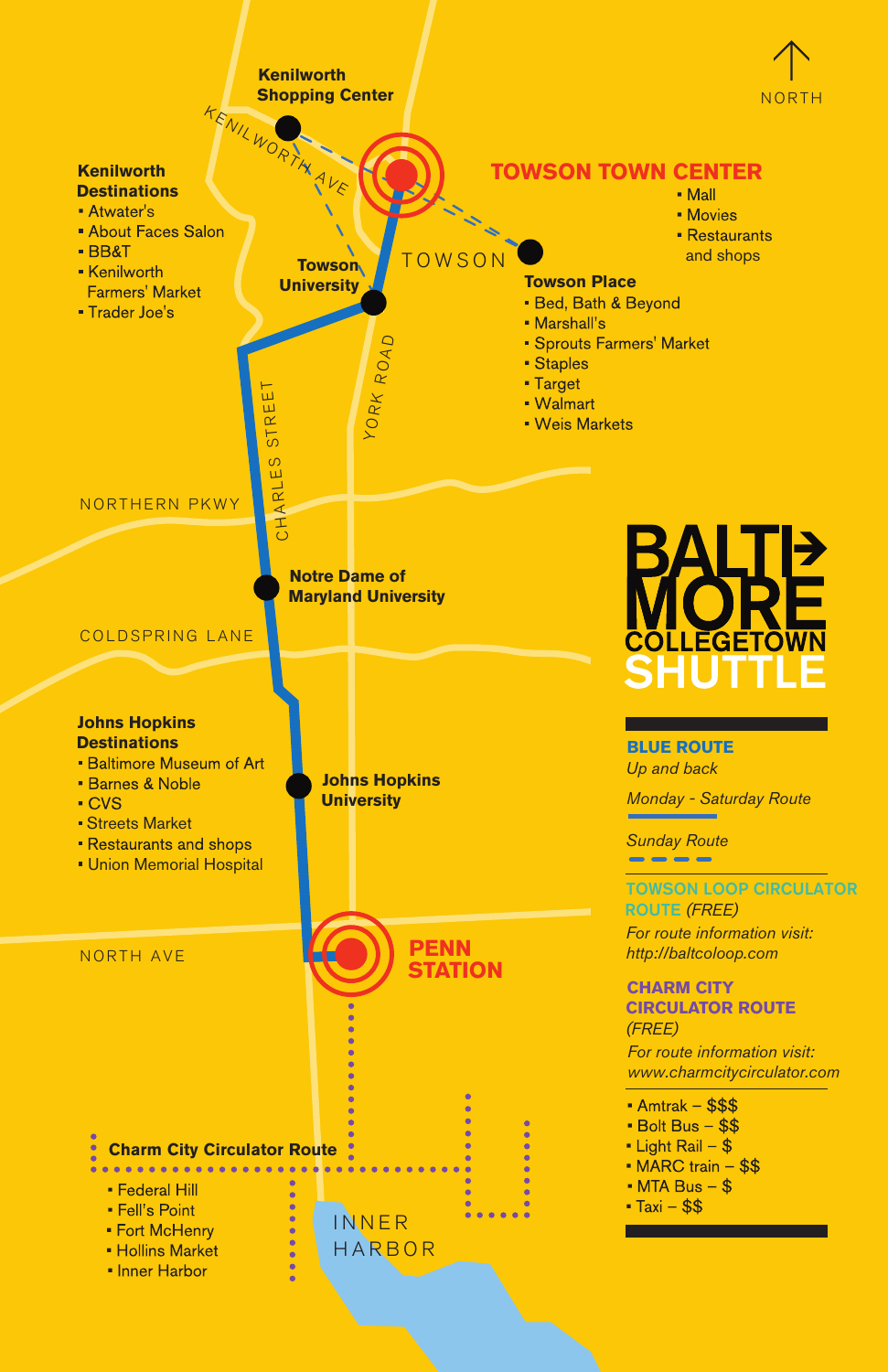# BALTIMORE COLLEGETOWN SHUTTLE

NORTH

**Kenilworth Shopping Center**

**Kenilworth Destinations**
- Atwater's
- About Faces Salon
- BB&T
- Kenilworth Farmers' Market
- Trader Joe's

KENILWORTH AVE

**TOWSON TOWN CENTER**
- Mall
- Movies
- Restaurants and shops

TOWSON

**Towson University**

**Towson Place**
- Bed, Bath & Beyond
- Marshall's
- Sprouts Farmers' Market
- Staples
- Target
- Walmart
- Weis Markets

YORK ROAD

CHARLES STREET

NORTHERN PKWY

**Notre Dame of Maryland University**

COLDSPRING LANE

**Johns Hopkins Destinations**
- Baltimore Museum of Art
- Barnes & Noble
- CVS
- Streets Market
- Restaurants and shops
- Union Memorial Hospital

**Johns Hopkins University**

NORTH AVE

**PENN STATION**

**Charm City Circulator Route**
- Federal Hill
- Fell's Point
- Fort McHenry
- Hollins Market
- Inner Harbor

INNER HARBOR

**BLUE ROUTE**
*Up and back*

*Monday - Saturday Route*

*Sunday Route*

**TOWSON LOOP CIRCULATOR ROUTE** *(FREE)*
*For route information visit: http://baltcoloop.com*

**CHARM CITY CIRCULATOR ROUTE** *(FREE)*
*For route information visit: www.charmcitycirculator.com*

- Amtrak – $$$
- Bolt Bus – $$
- Light Rail – $
- MARC train – $$
- MTA Bus – $
- Taxi – $$